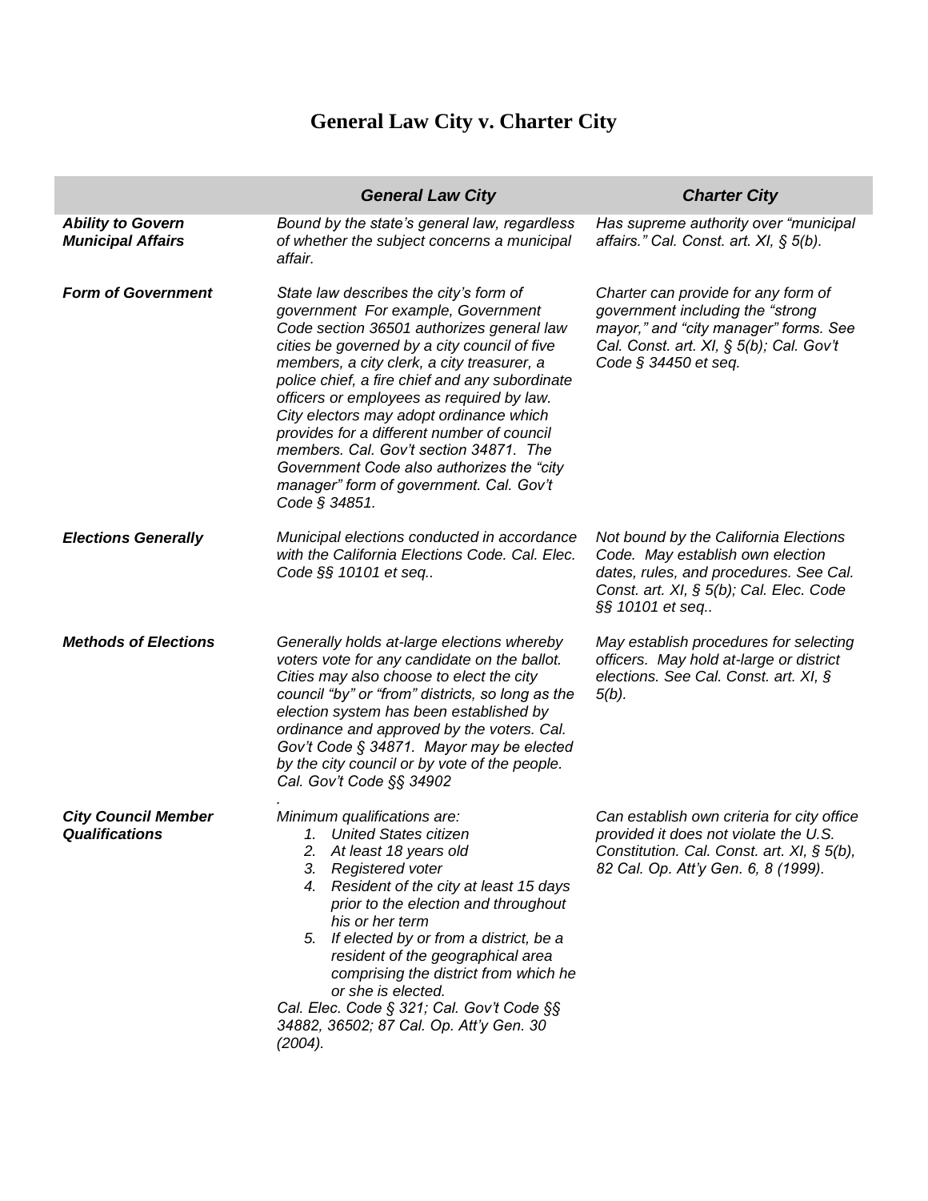# General Law City v. Charter City

| | *General Law City* | *Charter City* |
|---|---|---|
| ***Ability to Govern Municipal Affairs*** | *Bound by the state's general law, regardless of whether the subject concerns a municipal affair.* | *Has supreme authority over "municipal affairs." Cal. Const. art. XI, § 5(b).* |
| ***Form of Government*** | *State law describes the city's form of government For example, Government Code section 36501 authorizes general law cities be governed by a city council of five members, a city clerk, a city treasurer, a police chief, a fire chief and any subordinate officers or employees as required by law. City electors may adopt ordinance which provides for a different number of council members. Cal. Gov't section 34871. The Government Code also authorizes the "city manager" form of government. Cal. Gov't Code § 34851.* | *Charter can provide for any form of government including the "strong mayor," and "city manager" forms. See Cal. Const. art. XI, § 5(b); Cal. Gov't Code § 34450 et seq.* |
| ***Elections Generally*** | *Municipal elections conducted in accordance with the California Elections Code. Cal. Elec. Code §§ 10101 et seq..* | *Not bound by the California Elections Code. May establish own election dates, rules, and procedures. See Cal. Const. art. XI, § 5(b); Cal. Elec. Code §§ 10101 et seq..* |
| ***Methods of Elections*** | *Generally holds at-large elections whereby voters vote for any candidate on the ballot. Cities may also choose to elect the city council "by" or "from" districts, so long as the election system has been established by ordinance and approved by the voters. Cal. Gov't Code § 34871. Mayor may be elected by the city council or by vote of the people. Cal. Gov't Code §§ 34902* . | *May establish procedures for selecting officers. May hold at-large or district elections. See Cal. Const. art. XI, § 5(b).* |
| ***City Council Member Qualifications*** | *Minimum qualifications are:*<br>*1. United States citizen*<br>*2. At least 18 years old*<br>*3. Registered voter*<br>*4. Resident of the city at least 15 days prior to the election and throughout his or her term*<br>*5. If elected by or from a district, be a resident of the geographical area comprising the district from which he or she is elected.*<br>*Cal. Elec. Code § 321; Cal. Gov't Code §§ 34882, 36502; 87 Cal. Op. Att'y Gen. 30 (2004).* | *Can establish own criteria for city office provided it does not violate the U.S. Constitution. Cal. Const. art. XI, § 5(b), 82 Cal. Op. Att'y Gen. 6, 8 (1999).* |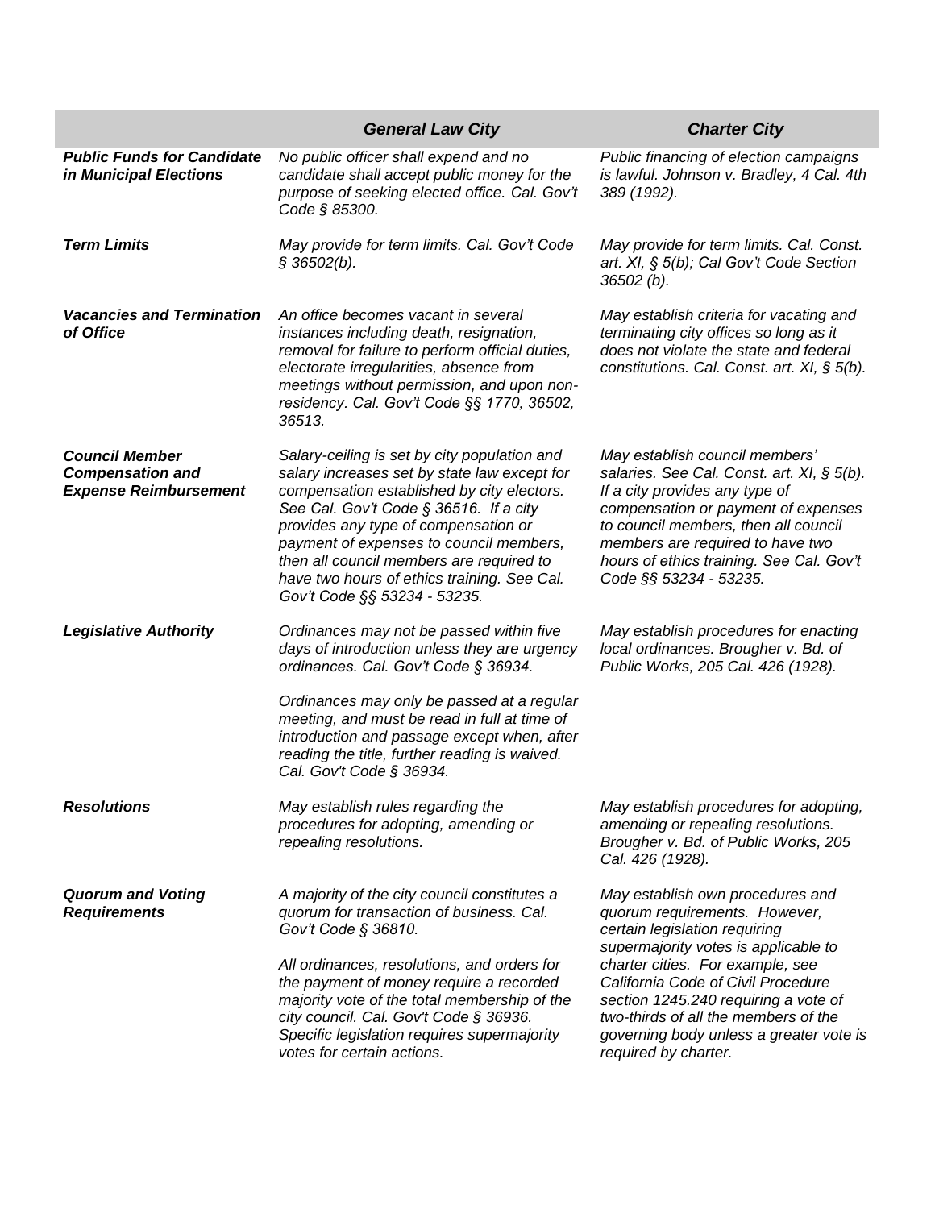| | ***General Law City*** | ***Charter City*** |
|---|---|---|
| ***Public Funds for Candidate in Municipal Elections*** | *No public officer shall expend and no candidate shall accept public money for the purpose of seeking elected office. Cal. Gov't Code § 85300.* | *Public financing of election campaigns is lawful. Johnson v. Bradley, 4 Cal. 4th 389 (1992).* |
| ***Term Limits*** | *May provide for term limits. Cal. Gov't Code § 36502(b).* | *May provide for term limits. Cal. Const. art. XI, § 5(b); Cal Gov't Code Section 36502 (b).* |
| ***Vacancies and Termination of Office*** | *An office becomes vacant in several instances including death, resignation, removal for failure to perform official duties, electorate irregularities, absence from meetings without permission, and upon non-residency. Cal. Gov't Code §§ 1770, 36502, 36513.* | *May establish criteria for vacating and terminating city offices so long as it does not violate the state and federal constitutions. Cal. Const. art. XI, § 5(b).* |
| ***Council Member Compensation and Expense Reimbursement*** | *Salary-ceiling is set by city population and salary increases set by state law except for compensation established by city electors. See Cal. Gov't Code § 36516. If a city provides any type of compensation or payment of expenses to council members, then all council members are required to have two hours of ethics training. See Cal. Gov't Code §§ 53234 - 53235.* | *May establish council members' salaries. See Cal. Const. art. XI, § 5(b). If a city provides any type of compensation or payment of expenses to council members, then all council members are required to have two hours of ethics training. See Cal. Gov't Code §§ 53234 - 53235.* |
| ***Legislative Authority*** | *Ordinances may not be passed within five days of introduction unless they are urgency ordinances. Cal. Gov't Code § 36934.*<br><br>*Ordinances may only be passed at a regular meeting, and must be read in full at time of introduction and passage except when, after reading the title, further reading is waived. Cal. Gov't Code § 36934.* | *May establish procedures for enacting local ordinances. Brougher v. Bd. of Public Works, 205 Cal. 426 (1928).* |
| ***Resolutions*** | *May establish rules regarding the procedures for adopting, amending or repealing resolutions.* | *May establish procedures for adopting, amending or repealing resolutions. Brougher v. Bd. of Public Works, 205 Cal. 426 (1928).* |
| ***Quorum and Voting Requirements*** | *A majority of the city council constitutes a quorum for transaction of business. Cal. Gov't Code § 36810.*<br><br>*All ordinances, resolutions, and orders for the payment of money require a recorded majority vote of the total membership of the city council. Cal. Gov't Code § 36936. Specific legislation requires supermajority votes for certain actions.* | *May establish own procedures and quorum requirements. However, certain legislation requiring supermajority votes is applicable to charter cities. For example, see California Code of Civil Procedure section 1245.240 requiring a vote of two-thirds of all the members of the governing body unless a greater vote is required by charter.* |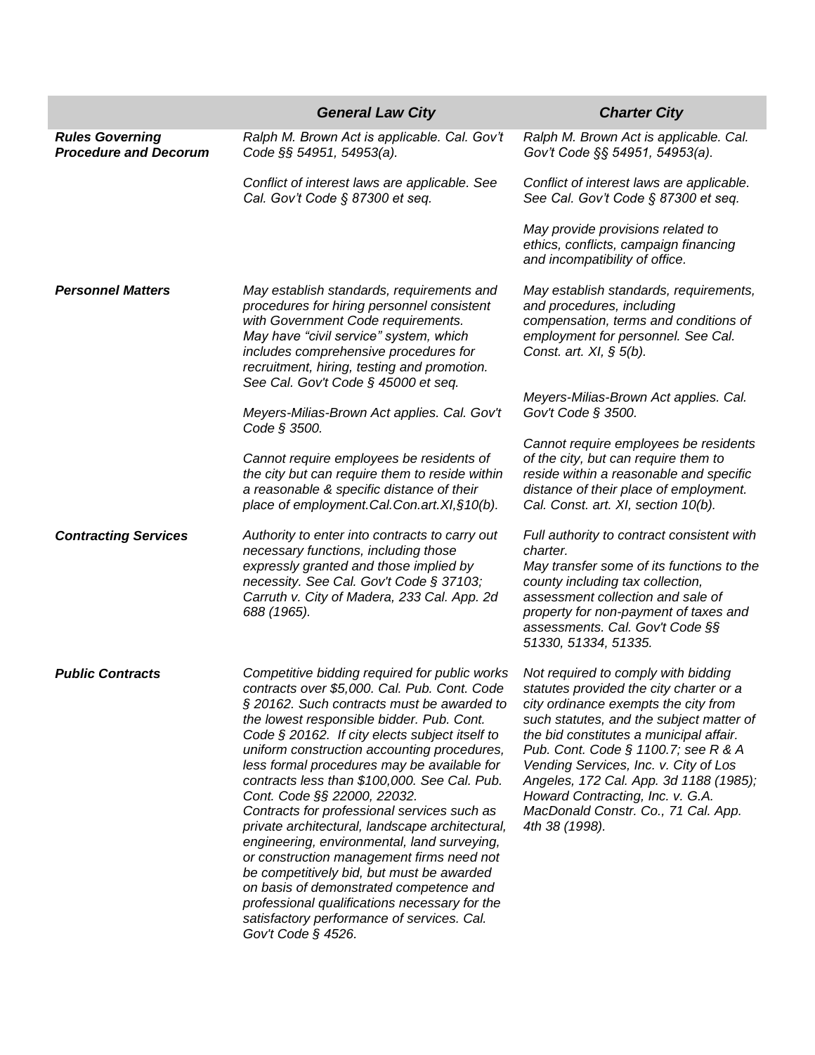| | ***General Law City*** | ***Charter City*** |
|---|---|---|
| ***Rules Governing Procedure and Decorum*** | *Ralph M. Brown Act is applicable. Cal. Gov't Code §§ 54951, 54953(a).*<br><br>*Conflict of interest laws are applicable. See Cal. Gov't Code § 87300 et seq.* | *Ralph M. Brown Act is applicable. Cal. Gov't Code §§ 54951, 54953(a).*<br><br>*Conflict of interest laws are applicable. See Cal. Gov't Code § 87300 et seq.*<br><br>*May provide provisions related to ethics, conflicts, campaign financing and incompatibility of office.* |
| ***Personnel Matters*** | *May establish standards, requirements and procedures for hiring personnel consistent with Government Code requirements. May have "civil service" system, which includes comprehensive procedures for recruitment, hiring, testing and promotion. See Cal. Gov't Code § 45000 et seq.*<br><br>*Meyers-Milias-Brown Act applies. Cal. Gov't Code § 3500.*<br><br>*Cannot require employees be residents of the city but can require them to reside within a reasonable & specific distance of their place of employment.Cal.Con.art.XI,§10(b).* | *May establish standards, requirements, and procedures, including compensation, terms and conditions of employment for personnel. See Cal. Const. art. XI, § 5(b).*<br><br>*Meyers-Milias-Brown Act applies. Cal. Gov't Code § 3500.*<br><br>*Cannot require employees be residents of the city, but can require them to reside within a reasonable and specific distance of their place of employment. Cal. Const. art. XI, section 10(b).* |
| ***Contracting Services*** | *Authority to enter into contracts to carry out necessary functions, including those expressly granted and those implied by necessity. See Cal. Gov't Code § 37103; Carruth v. City of Madera, 233 Cal. App. 2d 688 (1965).* | *Full authority to contract consistent with charter.*<br>*May transfer some of its functions to the county including tax collection, assessment collection and sale of property for non-payment of taxes and assessments. Cal. Gov't Code §§ 51330, 51334, 51335.* |
| ***Public Contracts*** | *Competitive bidding required for public works contracts over $5,000. Cal. Pub. Cont. Code § 20162. Such contracts must be awarded to the lowest responsible bidder. Pub. Cont. Code § 20162. If city elects subject itself to uniform construction accounting procedures, less formal procedures may be available for contracts less than $100,000. See Cal. Pub. Cont. Code §§ 22000, 22032.*<br>*Contracts for professional services such as private architectural, landscape architectural, engineering, environmental, land surveying, or construction management firms need not be competitively bid, but must be awarded on basis of demonstrated competence and professional qualifications necessary for the satisfactory performance of services. Cal. Gov't Code § 4526.* | *Not required to comply with bidding statutes provided the city charter or a city ordinance exempts the city from such statutes, and the subject matter of the bid constitutes a municipal affair. Pub. Cont. Code § 1100.7; see R & A Vending Services, Inc. v. City of Los Angeles, 172 Cal. App. 3d 1188 (1985); Howard Contracting, Inc. v. G.A. MacDonald Constr. Co., 71 Cal. App. 4th 38 (1998).* |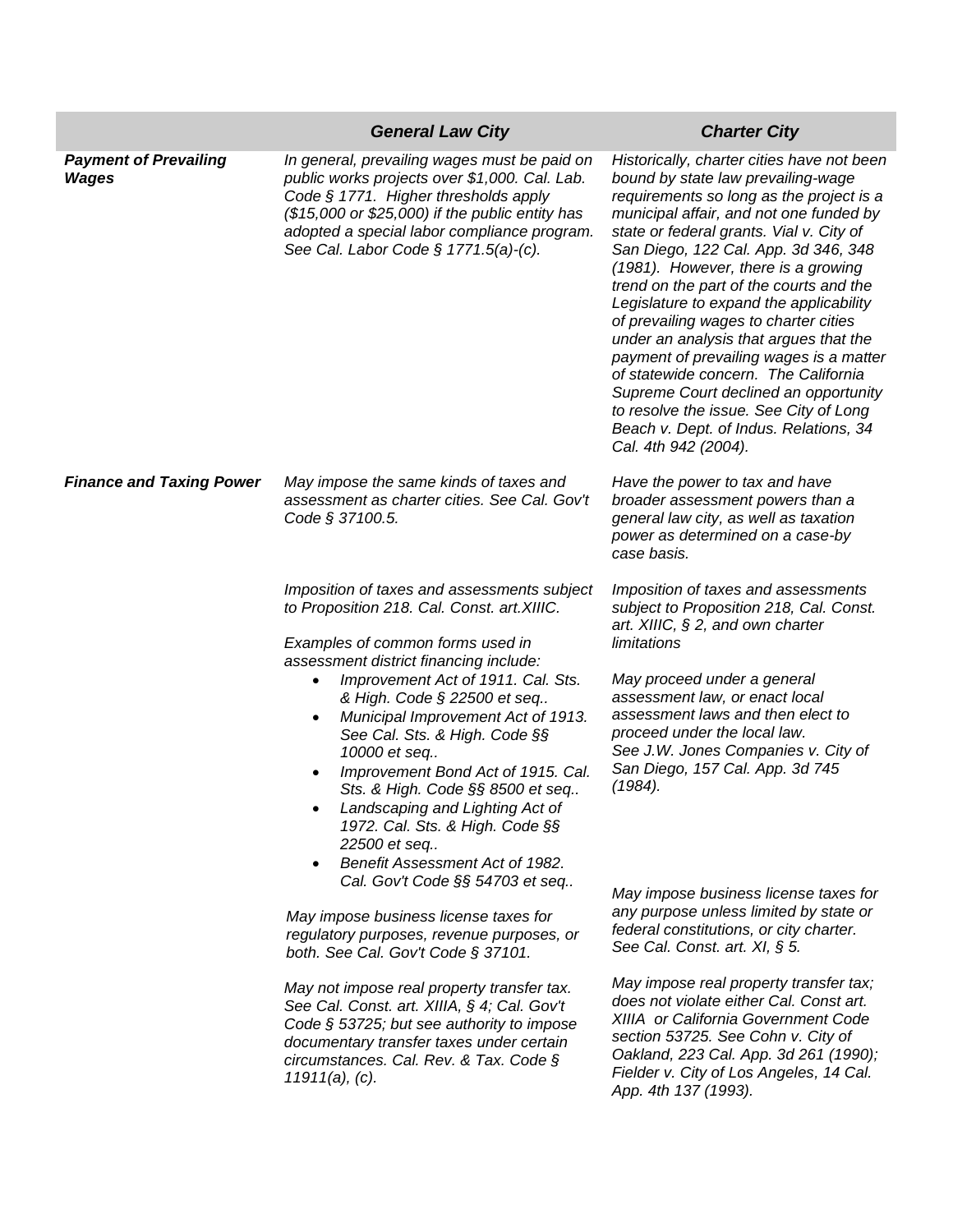| | *General Law City* | *Charter City* |
|---|---|---|
| ***Payment of Prevailing Wages*** | *In general, prevailing wages must be paid on public works projects over $1,000. Cal. Lab. Code § 1771. Higher thresholds apply ($15,000 or $25,000) if the public entity has adopted a special labor compliance program. See Cal. Labor Code § 1771.5(a)-(c).* | *Historically, charter cities have not been bound by state law prevailing-wage requirements so long as the project is a municipal affair, and not one funded by state or federal grants. Vial v. City of San Diego, 122 Cal. App. 3d 346, 348 (1981). However, there is a growing trend on the part of the courts and the Legislature to expand the applicability of prevailing wages to charter cities under an analysis that argues that the payment of prevailing wages is a matter of statewide concern. The California Supreme Court declined an opportunity to resolve the issue. See City of Long Beach v. Dept. of Indus. Relations, 34 Cal. 4th 942 (2004).* |
| ***Finance and Taxing Power*** | *May impose the same kinds of taxes and assessment as charter cities. See Cal. Gov't Code § 37100.5.* | *Have the power to tax and have broader assessment powers than a general law city, as well as taxation power as determined on a case-by case basis.* |
| | *Imposition of taxes and assessments subject to Proposition 218. Cal. Const. art.XIIIC.*<br><br>*Examples of common forms used in assessment district financing include:*<br>• *Improvement Act of 1911. Cal. Sts. & High. Code § 22500 et seq..*<br>• *Municipal Improvement Act of 1913. See Cal. Sts. & High. Code §§ 10000 et seq..*<br>• *Improvement Bond Act of 1915. Cal. Sts. & High. Code §§ 8500 et seq..*<br>• *Landscaping and Lighting Act of 1972. Cal. Sts. & High. Code §§ 22500 et seq..*<br>• *Benefit Assessment Act of 1982. Cal. Gov't Code §§ 54703 et seq..* | *Imposition of taxes and assessments subject to Proposition 218, Cal. Const. art. XIIIC, § 2, and own charter limitations*<br><br>*May proceed under a general assessment law, or enact local assessment laws and then elect to proceed under the local law. See J.W. Jones Companies v. City of San Diego, 157 Cal. App. 3d 745 (1984).* |
| | *May impose business license taxes for regulatory purposes, revenue purposes, or both. See Cal. Gov't Code § 37101.* | *May impose business license taxes for any purpose unless limited by state or federal constitutions, or city charter. See Cal. Const. art. XI, § 5.* |
| | *May not impose real property transfer tax. See Cal. Const. art. XIIIA, § 4; Cal. Gov't Code § 53725; but see authority to impose documentary transfer taxes under certain circumstances. Cal. Rev. & Tax. Code § 11911(a), (c).* | *May impose real property transfer tax; does not violate either Cal. Const art. XIIIA or California Government Code section 53725. See Cohn v. City of Oakland, 223 Cal. App. 3d 261 (1990); Fielder v. City of Los Angeles, 14 Cal. App. 4th 137 (1993).* |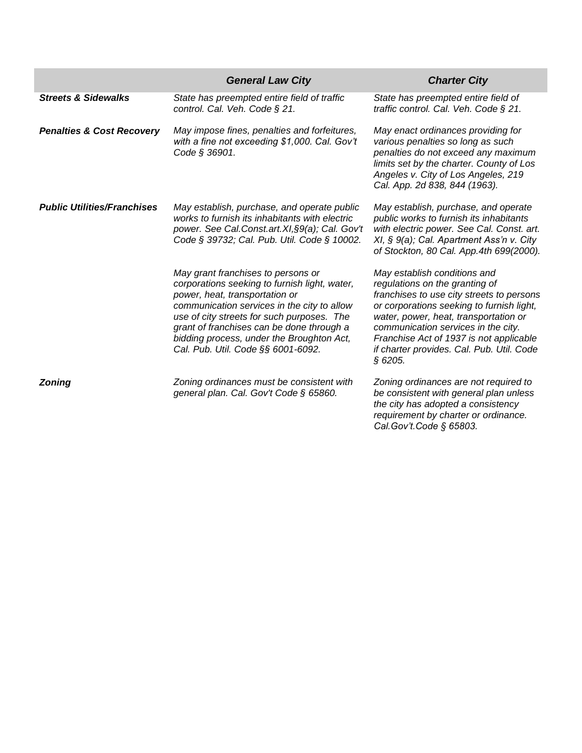| | ***General Law City*** | ***Charter City*** |
|---|---|---|
| ***Streets & Sidewalks*** | *State has preempted entire field of traffic control. Cal. Veh. Code § 21.* | *State has preempted entire field of traffic control. Cal. Veh. Code § 21.* |
| ***Penalties & Cost Recovery*** | *May impose fines, penalties and forfeitures, with a fine not exceeding $1,000. Cal. Gov't Code § 36901.* | *May enact ordinances providing for various penalties so long as such penalties do not exceed any maximum limits set by the charter. County of Los Angeles v. City of Los Angeles, 219 Cal. App. 2d 838, 844 (1963).* |
| ***Public Utilities/Franchises*** | *May establish, purchase, and operate public works to furnish its inhabitants with electric power. See Cal.Const.art.XI,§9(a); Cal. Gov't Code § 39732; Cal. Pub. Util. Code § 10002.* | *May establish, purchase, and operate public works to furnish its inhabitants with electric power. See Cal. Const. art. XI, § 9(a); Cal. Apartment Ass'n v. City of Stockton, 80 Cal. App.4th 699(2000).* |
| | *May grant franchises to persons or corporations seeking to furnish light, water, power, heat, transportation or communication services in the city to allow use of city streets for such purposes. The grant of franchises can be done through a bidding process, under the Broughton Act, Cal. Pub. Util. Code §§ 6001-6092.* | *May establish conditions and regulations on the granting of franchises to use city streets to persons or corporations seeking to furnish light, water, power, heat, transportation or communication services in the city. Franchise Act of 1937 is not applicable if charter provides. Cal. Pub. Util. Code § 6205.* |
| ***Zoning*** | *Zoning ordinances must be consistent with general plan. Cal. Gov't Code § 65860.* | *Zoning ordinances are not required to be consistent with general plan unless the city has adopted a consistency requirement by charter or ordinance. Cal.Gov't.Code § 65803.* |